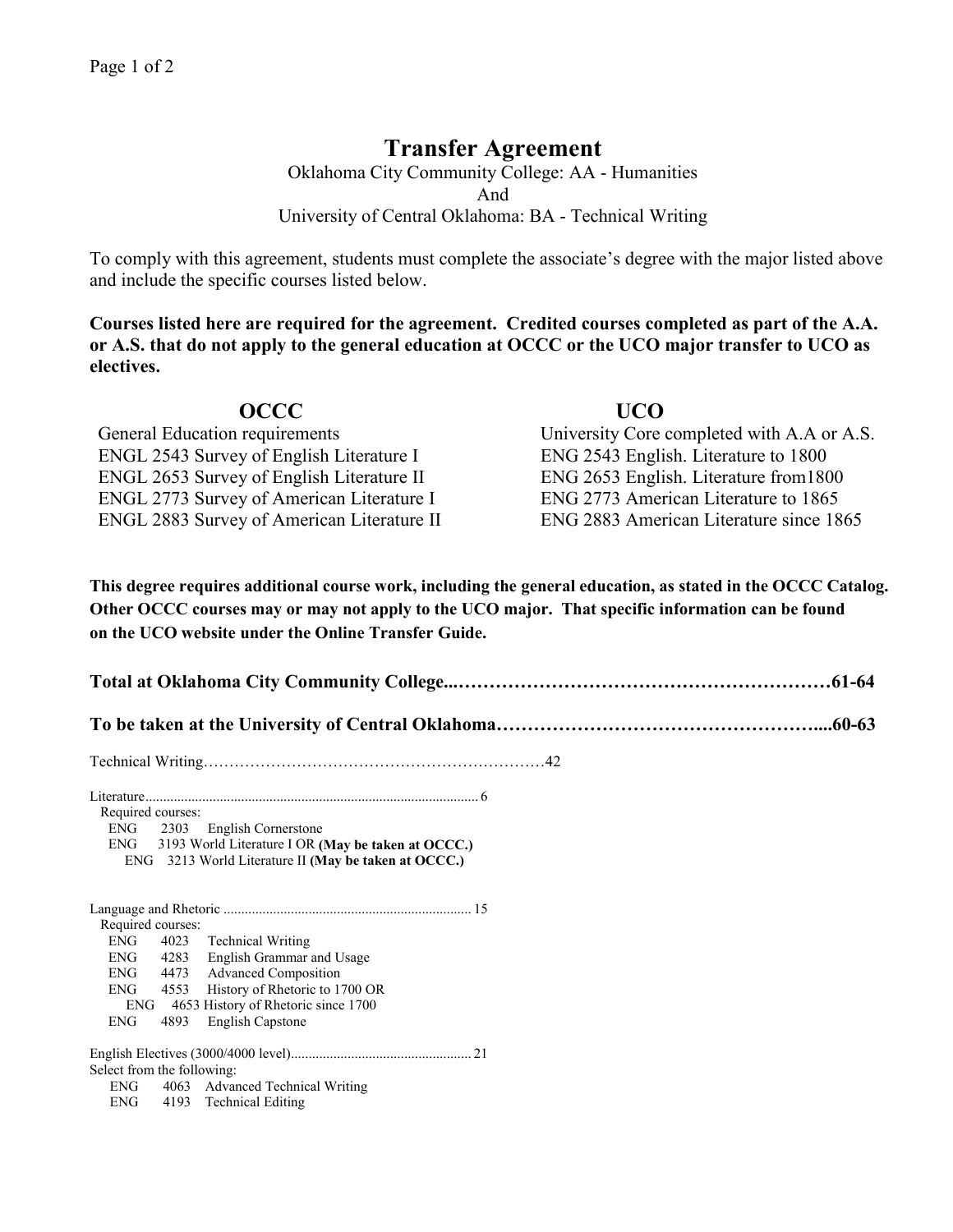# Transfer Agreement

Oklahoma City Community College: AA - Humanities
And
University of Central Oklahoma: BA - Technical Writing

To comply with this agreement, students must complete the associate's degree with the major listed above and include the specific courses listed below.

**Courses listed here are required for the agreement. Credited courses completed as part of the A.A. or A.S. that do not apply to the general education at OCCC or the UCO major transfer to UCO as electives.**

| OCCC | UCO |
|---|---|
| General Education requirements | University Core completed with A.A or A.S. |
| ENGL 2543 Survey of English Literature I | ENG 2543 English. Literature to 1800 |
| ENGL 2653 Survey of English Literature II | ENG 2653 English. Literature from1800 |
| ENGL 2773 Survey of American Literature I | ENG 2773 American Literature to 1865 |
| ENGL 2883 Survey of American Literature II | ENG 2883 American Literature since 1865 |

**This degree requires additional course work, including the general education, as stated in the OCCC Catalog. Other OCCC courses may or may not apply to the UCO major. That specific information can be found on the UCO website under the Online Transfer Guide.**

**Total at Oklahoma City Community College......................................................61-64**

**To be taken at the University of Central Oklahoma.............................................60-63**

Technical Writing..........................................................42

Literature.................................................................. 6

Required courses:

- ENG 2303 English Cornerstone
- ENG 3193 World Literature I OR **(May be taken at OCCC.)**
  - ENG 3213 World Literature II **(May be taken at OCCC.)**

Language and Rhetoric ................................................ 15

Required courses:

- ENG 4023 Technical Writing
- ENG 4283 English Grammar and Usage
- ENG 4473 Advanced Composition
- ENG 4553 History of Rhetoric to 1700 OR
  - ENG 4653 History of Rhetoric since 1700
- ENG 4893 English Capstone

English Electives (3000/4000 level).............................. 21

Select from the following:

- ENG 4063 Advanced Technical Writing
- ENG 4193 Technical Editing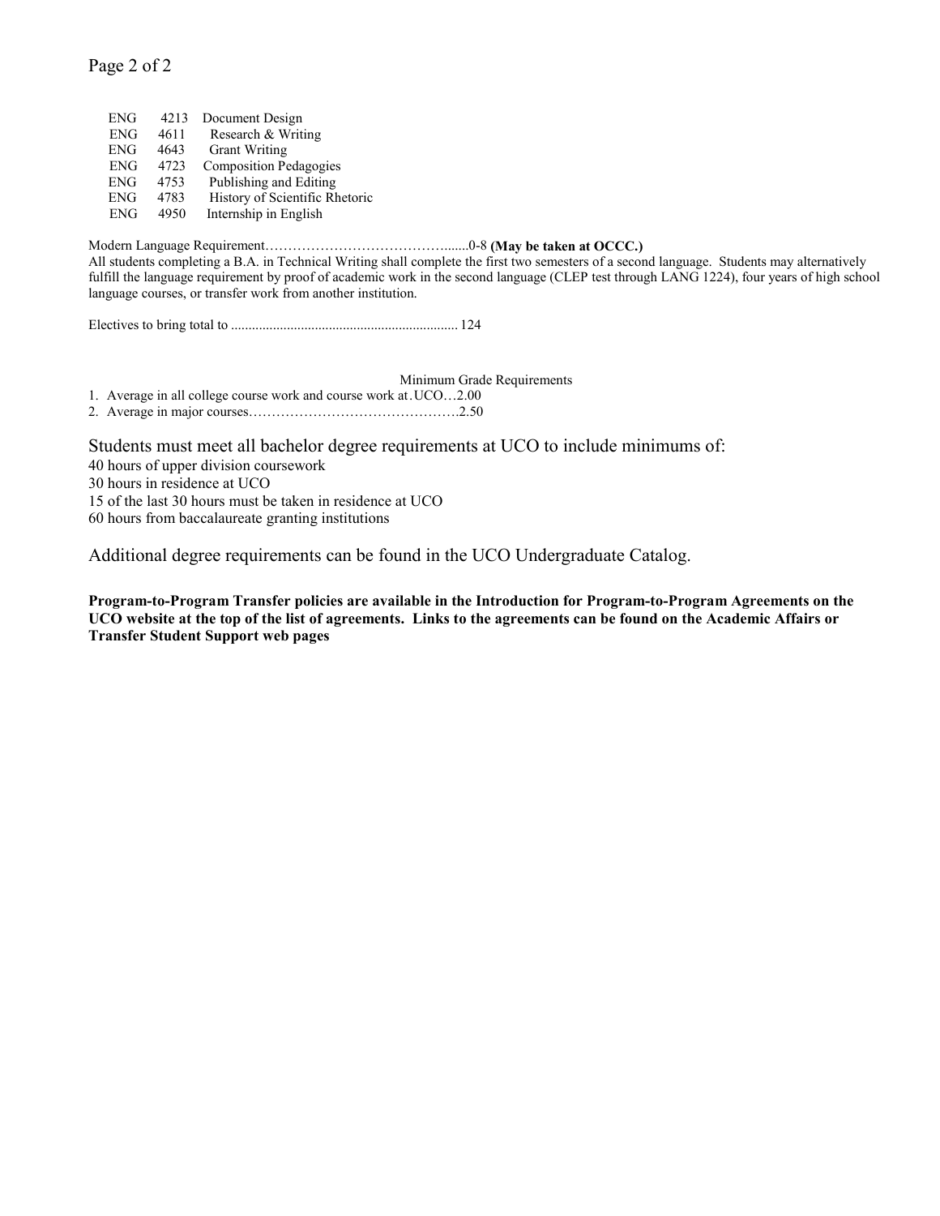| | | |
|---|---|---|
| ENG | 4213 | Document Design |
| ENG | 4611 | Research & Writing |
| ENG | 4643 | Grant Writing |
| ENG | 4723 | Composition Pedagogies |
| ENG | 4753 | Publishing and Editing |
| ENG | 4783 | History of Scientific Rhetoric |
| ENG | 4950 | Internship in English |

Modern Language Requirement……………………………………......0-8 **(May be taken at OCCC.)**
All students completing a B.A. in Technical Writing shall complete the first two semesters of a second language. Students may alternatively fulfill the language requirement by proof of academic work in the second language (CLEP test through LANG 1224), four years of high school language courses, or transfer work from another institution.

Electives to bring total to ................................................................. 124

Minimum Grade Requirements

1. Average in all college course work and course work at UCO…2.00
2. Average in major courses……………………………………….2.50

Students must meet all bachelor degree requirements at UCO to include minimums of:

40 hours of upper division coursework
30 hours in residence at UCO
15 of the last 30 hours must be taken in residence at UCO
60 hours from baccalaureate granting institutions

Additional degree requirements can be found in the UCO Undergraduate Catalog.

**Program-to-Program Transfer policies are available in the Introduction for Program-to-Program Agreements on the UCO website at the top of the list of agreements. Links to the agreements can be found on the Academic Affairs or Transfer Student Support web pages**